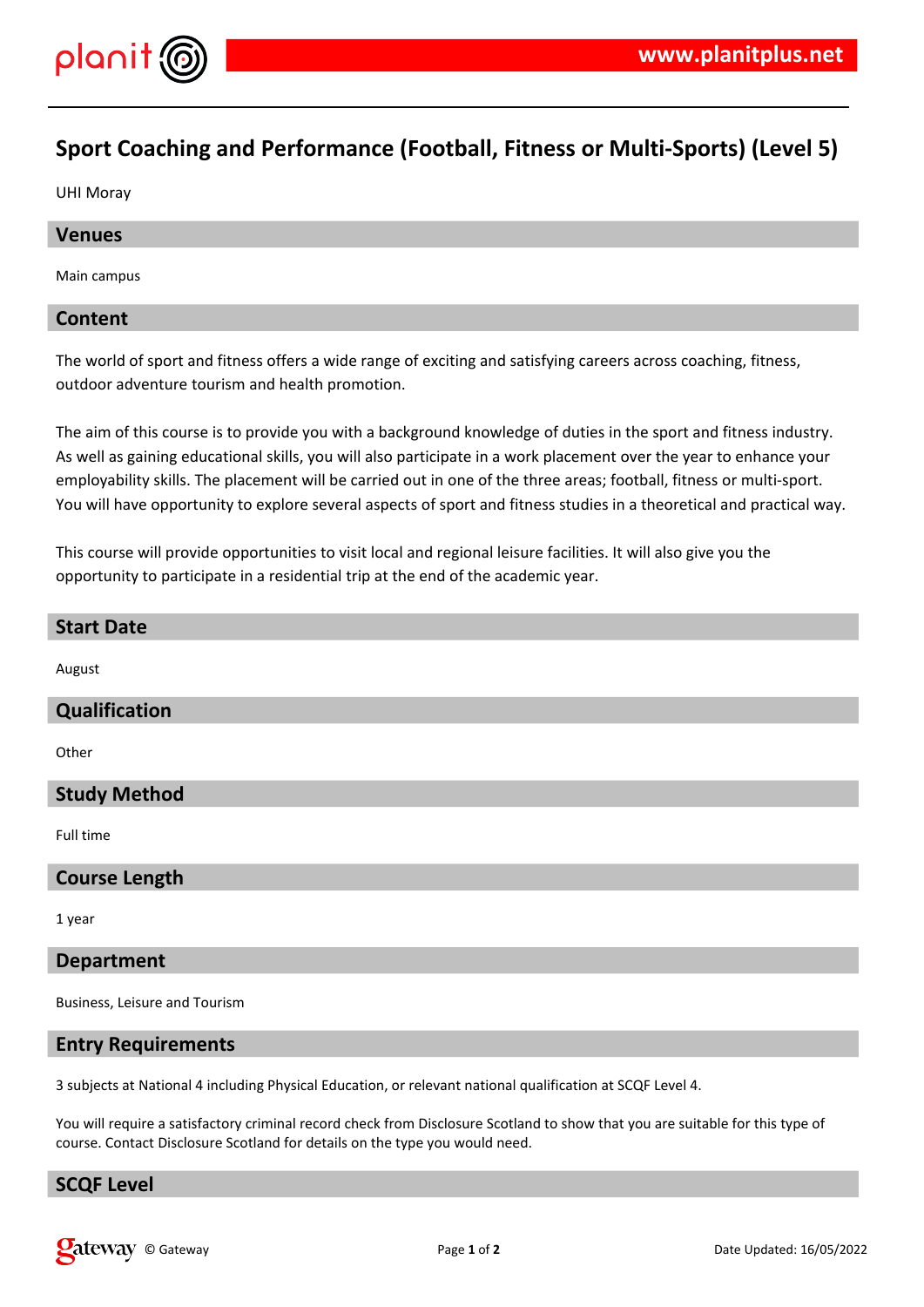# Sport Coaching and Performance (Football, Fitness or Multi-Sports) (Level 5)

UHI Moray

## Venues

Main campus

## Content

The world of sport and fitness offers a wide range of exciting and satisfying careers across coaching, fitness, outdoor adventure tourism and health promotion.

The aim of this course is to provide you with a background knowledge of duties in the sport and fitness industry. As well as gaining educational skills, you will also participate in a work placement over the year to enhance your employability skills. The placement will be carried out in one of the three areas; football, fitness or multi-sport. You will have opportunity to explore several aspects of sport and fitness studies in a theoretical and practical way.

This course will provide opportunities to visit local and regional leisure facilities. It will also give you the opportunity to participate in a residential trip at the end of the academic year.

## Start Date

August

## Qualification

Other

## Study Method

Full time

## Course Length

1 year

## Department

Business, Leisure and Tourism

## Entry Requirements

3 subjects at National 4 including Physical Education, or relevant national qualification at SCQF Level 4.

You will require a satisfactory criminal record check from Disclosure Scotland to show that you are suitable for this type of course. Contact Disclosure Scotland for details on the type you would need.

## SCQF Level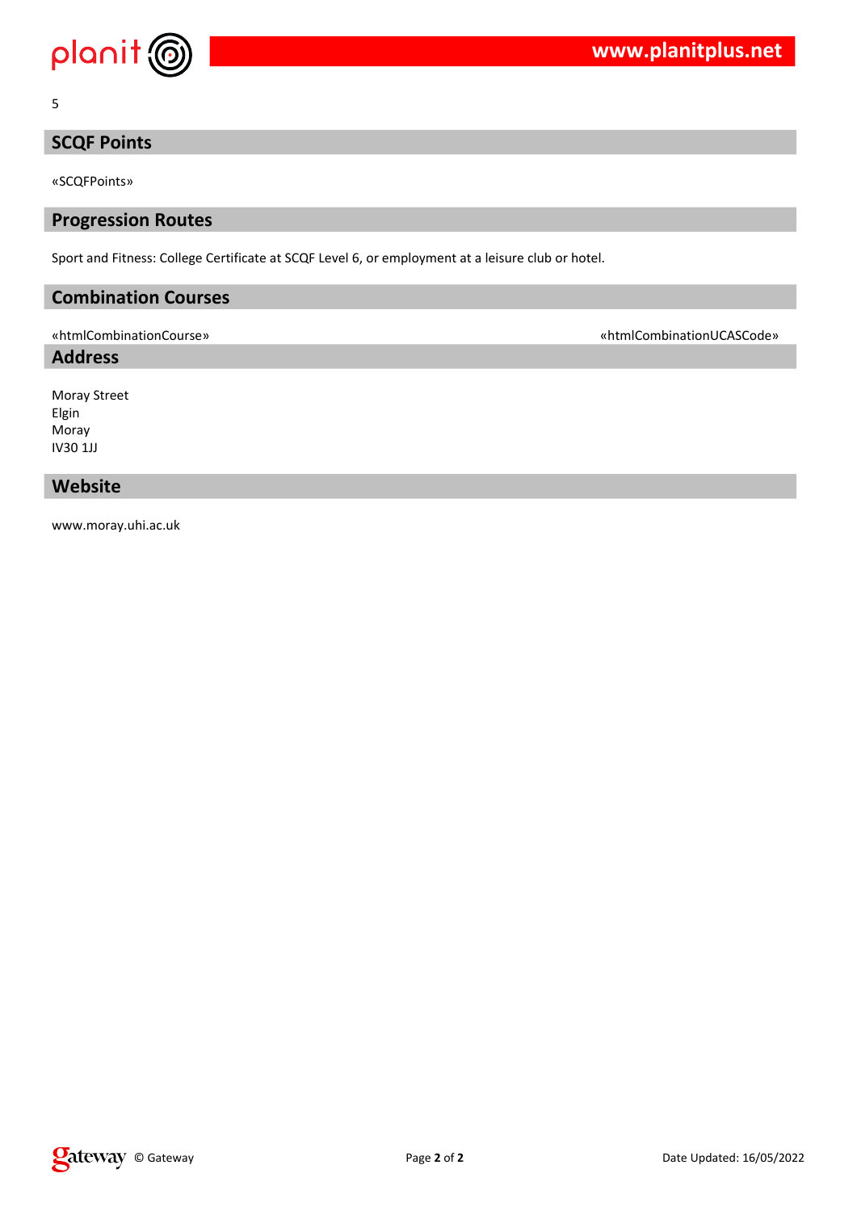5

## SCQF Points

«SCQFPoints»

## Progression Routes

Sport and Fitness: College Certificate at SCQF Level 6, or employment at a leisure club or hotel.

## Combination Courses

«htmlCombinationCourse» «htmlCombinationUCASCode»

## Address

Moray Street
Elgin
Moray
IV30 1JJ

## Website

www.moray.uhi.ac.uk